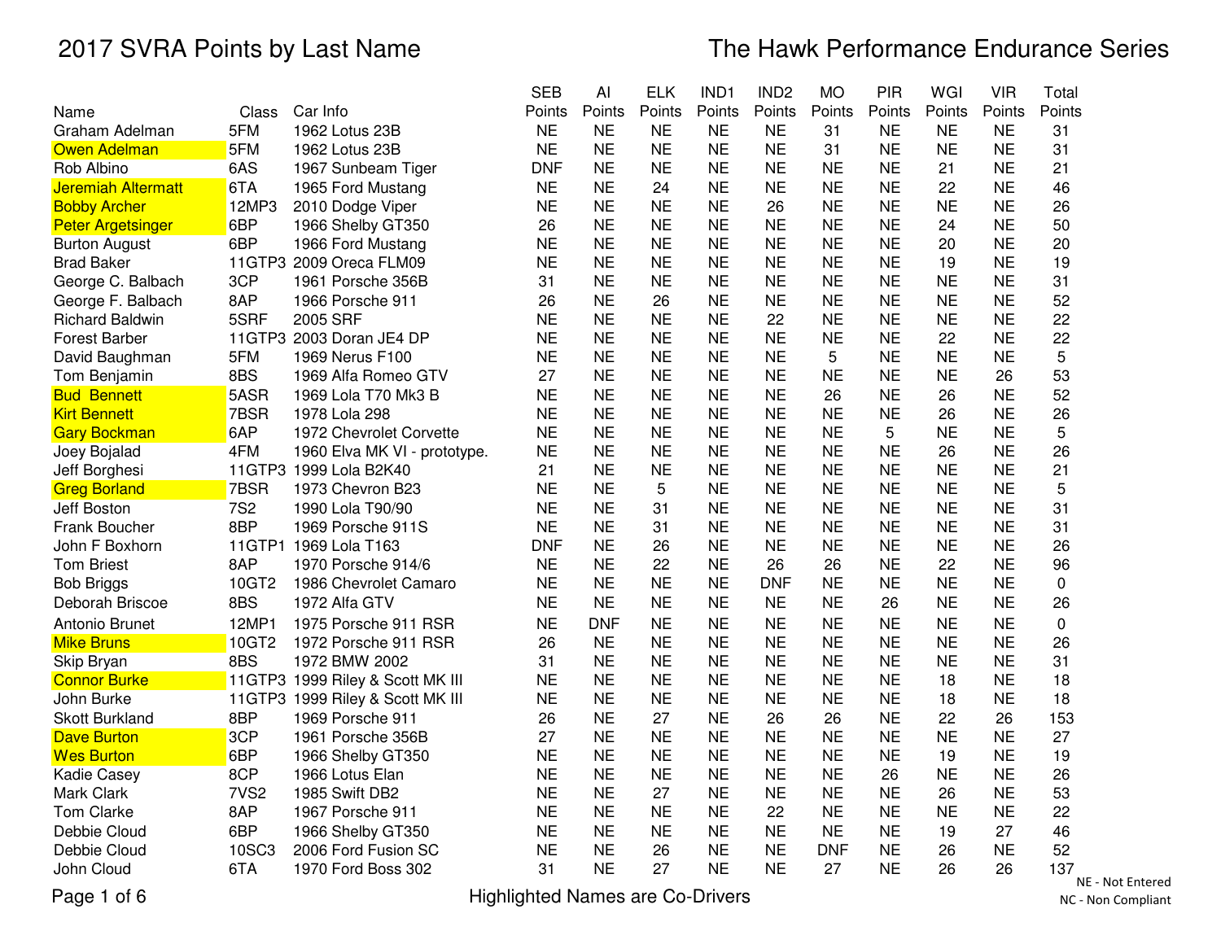# 2017 SVRA Points by Last Name

# The Hawk Performance Endurance Series

| Name | Class | Car Info | SEB Points | AI Points | ELK Points | IND1 Points | IND2 Points | MO Points | PIR Points | WGI Points | VIR Points | Total Points |
|---|---|---|---|---|---|---|---|---|---|---|---|---|
| Graham Adelman | 5FM | 1962 Lotus 23B | NE | NE | NE | NE | NE | 31 | NE | NE | NE | 31 |
| Owen Adelman | 5FM | 1962 Lotus 23B | NE | NE | NE | NE | NE | 31 | NE | NE | NE | 31 |
| Rob Albino | 6AS | 1967 Sunbeam Tiger | DNF | NE | NE | NE | NE | NE | NE | 21 | NE | 21 |
| Jeremiah Altermatt | 6TA | 1965 Ford Mustang | NE | NE | 24 | NE | NE | NE | NE | 22 | NE | 46 |
| Bobby Archer | 12MP3 | 2010 Dodge Viper | NE | NE | NE | NE | 26 | NE | NE | NE | NE | 26 |
| Peter Argetsinger | 6BP | 1966 Shelby GT350 | 26 | NE | NE | NE | NE | NE | NE | 24 | NE | 50 |
| Burton August | 6BP | 1966 Ford Mustang | NE | NE | NE | NE | NE | NE | NE | 20 | NE | 20 |
| Brad Baker | 11GTP3 | 2009 Oreca FLM09 | NE | NE | NE | NE | NE | NE | NE | 19 | NE | 19 |
| George C. Balbach | 3CP | 1961 Porsche 356B | 31 | NE | NE | NE | NE | NE | NE | NE | NE | 31 |
| George F. Balbach | 8AP | 1966 Porsche 911 | 26 | NE | 26 | NE | NE | NE | NE | NE | NE | 52 |
| Richard Baldwin | 5SRF | 2005 SRF | NE | NE | NE | NE | 22 | NE | NE | NE | NE | 22 |
| Forest Barber | 11GTP3 | 2003 Doran JE4 DP | NE | NE | NE | NE | NE | NE | NE | 22 | NE | 22 |
| David Baughman | 5FM | 1969 Nerus F100 | NE | NE | NE | NE | NE | 5 | NE | NE | NE | 5 |
| Tom Benjamin | 8BS | 1969 Alfa Romeo GTV | 27 | NE | NE | NE | NE | NE | NE | NE | 26 | 53 |
| Bud Bennett | 5ASR | 1969 Lola T70 Mk3 B | NE | NE | NE | NE | NE | 26 | NE | 26 | NE | 52 |
| Kirt Bennett | 7BSR | 1978 Lola 298 | NE | NE | NE | NE | NE | NE | NE | 26 | NE | 26 |
| Gary Bockman | 6AP | 1972 Chevrolet Corvette | NE | NE | NE | NE | NE | NE | 5 | NE | NE | 5 |
| Joey Bojalad | 4FM | 1960 Elva MK VI - prototype. | NE | NE | NE | NE | NE | NE | NE | 26 | NE | 26 |
| Jeff Borghesi | 11GTP3 | 1999 Lola B2K40 | 21 | NE | NE | NE | NE | NE | NE | NE | NE | 21 |
| Greg Borland | 7BSR | 1973 Chevron B23 | NE | NE | 5 | NE | NE | NE | NE | NE | NE | 5 |
| Jeff Boston | 7S2 | 1990 Lola T90/90 | NE | NE | 31 | NE | NE | NE | NE | NE | NE | 31 |
| Frank Boucher | 8BP | 1969 Porsche 911S | NE | NE | 31 | NE | NE | NE | NE | NE | NE | 31 |
| John F Boxhorn | 11GTP1 | 1969 Lola T163 | DNF | NE | 26 | NE | NE | NE | NE | NE | NE | 26 |
| Tom Briest | 8AP | 1970 Porsche 914/6 | NE | NE | 22 | NE | 26 | 26 | NE | 22 | NE | 96 |
| Bob Briggs | 10GT2 | 1986 Chevrolet Camaro | NE | NE | NE | NE | DNF | NE | NE | NE | NE | 0 |
| Deborah Briscoe | 8BS | 1972 Alfa GTV | NE | NE | NE | NE | NE | NE | 26 | NE | NE | 26 |
| Antonio Brunet | 12MP1 | 1975 Porsche 911 RSR | NE | DNF | NE | NE | NE | NE | NE | NE | NE | 0 |
| Mike Bruns | 10GT2 | 1972 Porsche 911 RSR | 26 | NE | NE | NE | NE | NE | NE | NE | NE | 26 |
| Skip Bryan | 8BS | 1972 BMW 2002 | 31 | NE | NE | NE | NE | NE | NE | NE | NE | 31 |
| Connor Burke | 11GTP3 | 1999 Riley & Scott MK III | NE | NE | NE | NE | NE | NE | NE | 18 | NE | 18 |
| John Burke | 11GTP3 | 1999 Riley & Scott MK III | NE | NE | NE | NE | NE | NE | NE | 18 | NE | 18 |
| Skott Burkland | 8BP | 1969 Porsche 911 | 26 | NE | 27 | NE | 26 | 26 | NE | 22 | 26 | 153 |
| Dave Burton | 3CP | 1961 Porsche 356B | 27 | NE | NE | NE | NE | NE | NE | NE | NE | 27 |
| Wes Burton | 6BP | 1966 Shelby GT350 | NE | NE | NE | NE | NE | NE | NE | 19 | NE | 19 |
| Kadie Casey | 8CP | 1966 Lotus Elan | NE | NE | NE | NE | NE | NE | 26 | NE | NE | 26 |
| Mark Clark | 7VS2 | 1985 Swift DB2 | NE | NE | 27 | NE | NE | NE | NE | 26 | NE | 53 |
| Tom Clarke | 8AP | 1967 Porsche 911 | NE | NE | NE | NE | 22 | NE | NE | NE | NE | 22 |
| Debbie Cloud | 6BP | 1966 Shelby GT350 | NE | NE | NE | NE | NE | NE | NE | 19 | 27 | 46 |
| Debbie Cloud | 10SC3 | 2006 Ford Fusion SC | NE | NE | 26 | NE | NE | DNF | NE | 26 | NE | 52 |
| John Cloud | 6TA | 1970 Ford Boss 302 | 31 | NE | 27 | NE | NE | 27 | NE | 26 | 26 | 137 |

Highlighted Names are Co-Drivers

NE - Not Entered

NC - Non Compliant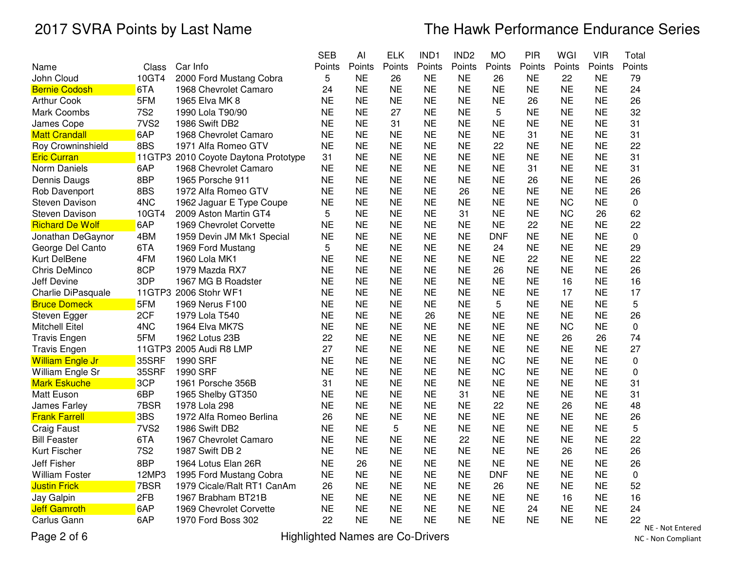# 2017 SVRA Points by Last Name

# The Hawk Performance Endurance Series

| Name | Class | Car Info | SEB Points | AI Points | ELK Points | IND1 Points | IND2 Points | MO Points | PIR Points | WGI Points | VIR Points | Total Points |
|---|---|---|---|---|---|---|---|---|---|---|---|---|
| John Cloud | 10GT4 | 2000 Ford Mustang Cobra | 5 | NE | 26 | NE | NE | 26 | NE | 22 | NE | 79 |
| Bernie Codosh | 6TA | 1968 Chevrolet Camaro | 24 | NE | NE | NE | NE | NE | NE | NE | NE | 24 |
| Arthur Cook | 5FM | 1965 Elva MK 8 | NE | NE | NE | NE | NE | NE | 26 | NE | NE | 26 |
| Mark Coombs | 7S2 | 1990 Lola T90/90 | NE | NE | 27 | NE | NE | 5 | NE | NE | NE | 32 |
| James Cope | 7VS2 | 1986 Swift DB2 | NE | NE | 31 | NE | NE | NE | NE | NE | NE | 31 |
| Matt Crandall | 6AP | 1968 Chevrolet Camaro | NE | NE | NE | NE | NE | NE | 31 | NE | NE | 31 |
| Roy Crowninshield | 8BS | 1971 Alfa Romeo GTV | NE | NE | NE | NE | NE | 22 | NE | NE | NE | 22 |
| Eric Curran | 11GTP3 | 2010 Coyote Daytona Prototype | 31 | NE | NE | NE | NE | NE | NE | NE | NE | 31 |
| Norm Daniels | 6AP | 1968 Chevrolet Camaro | NE | NE | NE | NE | NE | NE | 31 | NE | NE | 31 |
| Dennis Daugs | 8BP | 1965 Porsche 911 | NE | NE | NE | NE | NE | NE | 26 | NE | NE | 26 |
| Rob Davenport | 8BS | 1972 Alfa Romeo GTV | NE | NE | NE | NE | 26 | NE | NE | NE | NE | 26 |
| Steven Davison | 4NC | 1962 Jaguar E Type Coupe | NE | NE | NE | NE | NE | NE | NE | NC | NE | 0 |
| Steven Davison | 10GT4 | 2009 Aston Martin GT4 | 5 | NE | NE | NE | 31 | NE | NE | NC | 26 | 62 |
| Richard De Wolf | 6AP | 1969 Chevrolet Corvette | NE | NE | NE | NE | NE | NE | 22 | NE | NE | 22 |
| Jonathan DeGaynor | 4BM | 1959 Devin JM Mk1 Special | NE | NE | NE | NE | NE | DNF | NE | NE | NE | 0 |
| George Del Canto | 6TA | 1969 Ford Mustang | 5 | NE | NE | NE | NE | 24 | NE | NE | NE | 29 |
| Kurt DelBene | 4FM | 1960 Lola MK1 | NE | NE | NE | NE | NE | NE | 22 | NE | NE | 22 |
| Chris DeMinco | 8CP | 1979 Mazda RX7 | NE | NE | NE | NE | NE | 26 | NE | NE | NE | 26 |
| Jeff Devine | 3DP | 1967 MG B Roadster | NE | NE | NE | NE | NE | NE | NE | 16 | NE | 16 |
| Charlie DiPasquale | 11GTP3 | 2006 Stohr WF1 | NE | NE | NE | NE | NE | NE | NE | 17 | NE | 17 |
| Bruce Domeck | 5FM | 1969 Nerus F100 | NE | NE | NE | NE | NE | 5 | NE | NE | NE | 5 |
| Steven Egger | 2CF | 1979 Lola T540 | NE | NE | NE | 26 | NE | NE | NE | NE | NE | 26 |
| Mitchell Eitel | 4NC | 1964 Elva MK7S | NE | NE | NE | NE | NE | NE | NE | NC | NE | 0 |
| Travis Engen | 5FM | 1962 Lotus 23B | 22 | NE | NE | NE | NE | NE | NE | 26 | 26 | 74 |
| Travis Engen | 11GTP3 | 2005 Audi R8 LMP | 27 | NE | NE | NE | NE | NE | NE | NE | NE | 27 |
| William Engle Jr | 35SRF | 1990 SRF | NE | NE | NE | NE | NE | NC | NE | NE | NE | 0 |
| William Engle Sr | 35SRF | 1990 SRF | NE | NE | NE | NE | NE | NC | NE | NE | NE | 0 |
| Mark Eskuche | 3CP | 1961 Porsche 356B | 31 | NE | NE | NE | NE | NE | NE | NE | NE | 31 |
| Matt Euson | 6BP | 1965 Shelby GT350 | NE | NE | NE | NE | 31 | NE | NE | NE | NE | 31 |
| James Farley | 7BSR | 1978 Lola 298 | NE | NE | NE | NE | NE | 22 | NE | 26 | NE | 48 |
| Frank Farrell | 3BS | 1972 Alfa Romeo Berlina | 26 | NE | NE | NE | NE | NE | NE | NE | NE | 26 |
| Craig Faust | 7VS2 | 1986 Swift DB2 | NE | NE | 5 | NE | NE | NE | NE | NE | NE | 5 |
| Bill Feaster | 6TA | 1967 Chevrolet Camaro | NE | NE | NE | NE | 22 | NE | NE | NE | NE | 22 |
| Kurt Fischer | 7S2 | 1987 Swift DB 2 | NE | NE | NE | NE | NE | NE | NE | 26 | NE | 26 |
| Jeff Fisher | 8BP | 1964 Lotus Elan 26R | NE | 26 | NE | NE | NE | NE | NE | NE | NE | 26 |
| William Foster | 12MP3 | 1995 Ford Mustang Cobra | NE | NE | NE | NE | NE | DNF | NE | NE | NE | 0 |
| Justin Frick | 7BSR | 1979 Cicale/Ralt RT1 CanAm | 26 | NE | NE | NE | NE | 26 | NE | NE | NE | 52 |
| Jay Galpin | 2FB | 1967 Brabham BT21B | NE | NE | NE | NE | NE | NE | NE | 16 | NE | 16 |
| Jeff Gamroth | 6AP | 1969 Chevrolet Corvette | NE | NE | NE | NE | NE | NE | 24 | NE | NE | 24 |
| Carlus Gann | 6AP | 1970 Ford Boss 302 | 22 | NE | NE | NE | NE | NE | NE | NE | NE | 22 |

Highlighted Names are Co-Drivers

NE - Not Entered
NC - Non Compliant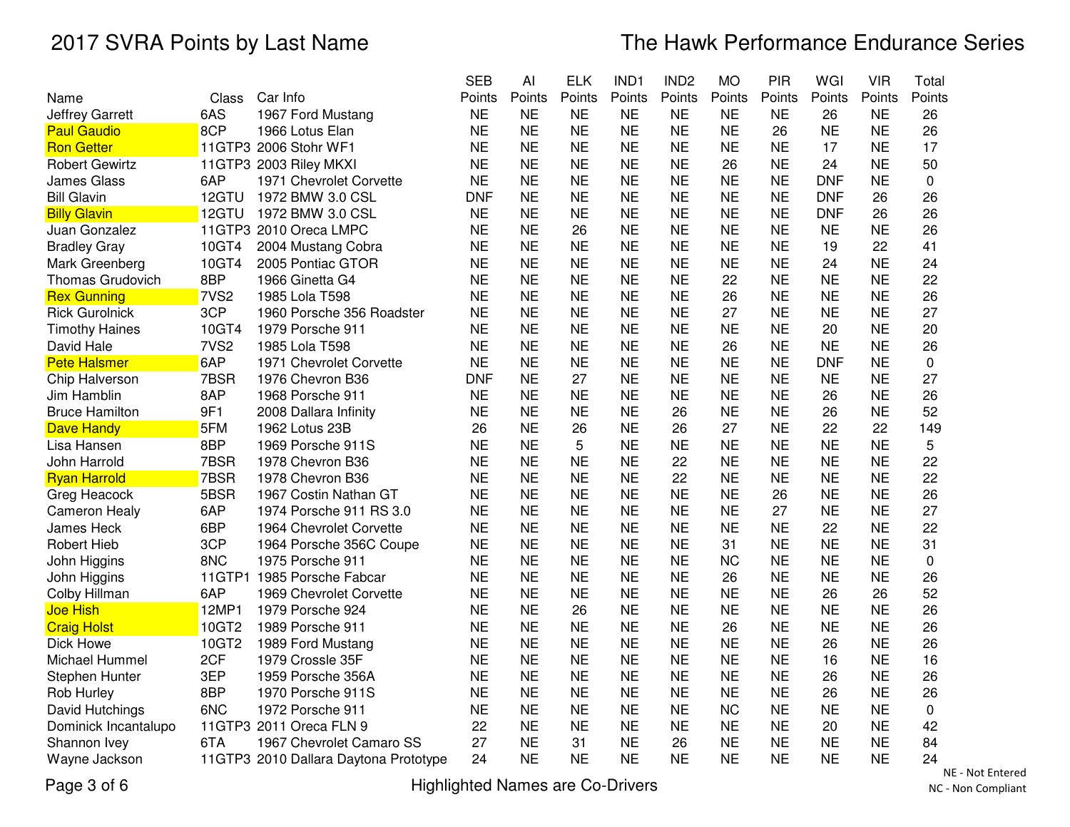# 2017 SVRA Points by Last Name

## The Hawk Performance Endurance Series

| Name | Class | Car Info | SEB Points | AI Points | ELK Points | IND1 Points | IND2 Points | MO Points | PIR Points | WGI Points | VIR Points | Total Points |
|---|---|---|---|---|---|---|---|---|---|---|---|---|
| Jeffrey Garrett | 6AS | 1967 Ford Mustang | NE | NE | NE | NE | NE | NE | NE | 26 | NE | 26 |
| Paul Gaudio | 8CP | 1966 Lotus Elan | NE | NE | NE | NE | NE | NE | 26 | NE | NE | 26 |
| Ron Getter | 11GTP3 | 2006 Stohr WF1 | NE | NE | NE | NE | NE | NE | NE | 17 | NE | 17 |
| Robert Gewirtz | 11GTP3 | 2003 Riley MKXI | NE | NE | NE | NE | NE | 26 | NE | 24 | NE | 50 |
| James Glass | 6AP | 1971 Chevrolet Corvette | NE | NE | NE | NE | NE | NE | NE | DNF | NE | 0 |
| Bill Glavin | 12GTU | 1972 BMW 3.0 CSL | DNF | NE | NE | NE | NE | NE | NE | DNF | 26 | 26 |
| Billy Glavin | 12GTU | 1972 BMW 3.0 CSL | NE | NE | NE | NE | NE | NE | NE | DNF | 26 | 26 |
| Juan Gonzalez | 11GTP3 | 2010 Oreca LMPC | NE | NE | 26 | NE | NE | NE | NE | NE | NE | 26 |
| Bradley Gray | 10GT4 | 2004 Mustang Cobra | NE | NE | NE | NE | NE | NE | NE | 19 | 22 | 41 |
| Mark Greenberg | 10GT4 | 2005 Pontiac GTOR | NE | NE | NE | NE | NE | NE | NE | 24 | NE | 24 |
| Thomas Grudovich | 8BP | 1966 Ginetta G4 | NE | NE | NE | NE | NE | 22 | NE | NE | NE | 22 |
| Rex Gunning | 7VS2 | 1985 Lola T598 | NE | NE | NE | NE | NE | 26 | NE | NE | NE | 26 |
| Rick Gurolnick | 3CP | 1960 Porsche 356 Roadster | NE | NE | NE | NE | NE | 27 | NE | NE | NE | 27 |
| Timothy Haines | 10GT4 | 1979 Porsche 911 | NE | NE | NE | NE | NE | NE | NE | 20 | NE | 20 |
| David Hale | 7VS2 | 1985 Lola T598 | NE | NE | NE | NE | NE | 26 | NE | NE | NE | 26 |
| Pete Halsmer | 6AP | 1971 Chevrolet Corvette | NE | NE | NE | NE | NE | NE | NE | DNF | NE | 0 |
| Chip Halverson | 7BSR | 1976 Chevron B36 | DNF | NE | 27 | NE | NE | NE | NE | NE | NE | 27 |
| Jim Hamblin | 8AP | 1968 Porsche 911 | NE | NE | NE | NE | NE | NE | NE | 26 | NE | 26 |
| Bruce Hamilton | 9F1 | 2008 Dallara Infinity | NE | NE | NE | NE | 26 | NE | NE | 26 | NE | 52 |
| Dave Handy | 5FM | 1962 Lotus 23B | 26 | NE | 26 | NE | 26 | 27 | NE | 22 | 22 | 149 |
| Lisa Hansen | 8BP | 1969 Porsche 911S | NE | NE | 5 | NE | NE | NE | NE | NE | NE | 5 |
| John Harrold | 7BSR | 1978 Chevron B36 | NE | NE | NE | NE | 22 | NE | NE | NE | NE | 22 |
| Ryan Harrold | 7BSR | 1978 Chevron B36 | NE | NE | NE | NE | 22 | NE | NE | NE | NE | 22 |
| Greg Heacock | 5BSR | 1967 Costin Nathan GT | NE | NE | NE | NE | NE | NE | 26 | NE | NE | 26 |
| Cameron Healy | 6AP | 1974 Porsche 911 RS 3.0 | NE | NE | NE | NE | NE | NE | 27 | NE | NE | 27 |
| James Heck | 6BP | 1964 Chevrolet Corvette | NE | NE | NE | NE | NE | NE | NE | 22 | NE | 22 |
| Robert Hieb | 3CP | 1964 Porsche 356C Coupe | NE | NE | NE | NE | NE | 31 | NE | NE | NE | 31 |
| John Higgins | 8NC | 1975 Porsche 911 | NE | NE | NE | NE | NE | NC | NE | NE | NE | 0 |
| John Higgins | 11GTP1 | 1985 Porsche Fabcar | NE | NE | NE | NE | NE | 26 | NE | NE | NE | 26 |
| Colby Hillman | 6AP | 1969 Chevrolet Corvette | NE | NE | NE | NE | NE | NE | NE | 26 | 26 | 52 |
| Joe Hish | 12MP1 | 1979 Porsche 924 | NE | NE | 26 | NE | NE | NE | NE | NE | NE | 26 |
| Craig Holst | 10GT2 | 1989 Porsche 911 | NE | NE | NE | NE | NE | 26 | NE | NE | NE | 26 |
| Dick Howe | 10GT2 | 1989 Ford Mustang | NE | NE | NE | NE | NE | NE | NE | 26 | NE | 26 |
| Michael Hummel | 2CF | 1979 Crossle 35F | NE | NE | NE | NE | NE | NE | NE | 16 | NE | 16 |
| Stephen Hunter | 3EP | 1959 Porsche 356A | NE | NE | NE | NE | NE | NE | NE | 26 | NE | 26 |
| Rob Hurley | 8BP | 1970 Porsche 911S | NE | NE | NE | NE | NE | NE | NE | 26 | NE | 26 |
| David Hutchings | 6NC | 1972 Porsche 911 | NE | NE | NE | NE | NE | NC | NE | NE | NE | 0 |
| Dominick Incantalupo | 11GTP3 | 2011 Oreca FLN 9 | 22 | NE | NE | NE | NE | NE | NE | 20 | NE | 42 |
| Shannon Ivey | 6TA | 1967 Chevrolet Camaro SS | 27 | NE | 31 | NE | 26 | NE | NE | NE | NE | 84 |
| Wayne Jackson | 11GTP3 | 2010 Dallara Daytona Prototype | 24 | NE | NE | NE | NE | NE | NE | NE | NE | 24 |

Highlighted Names are Co-Drivers

NE - Not Entered
NC - Non Compliant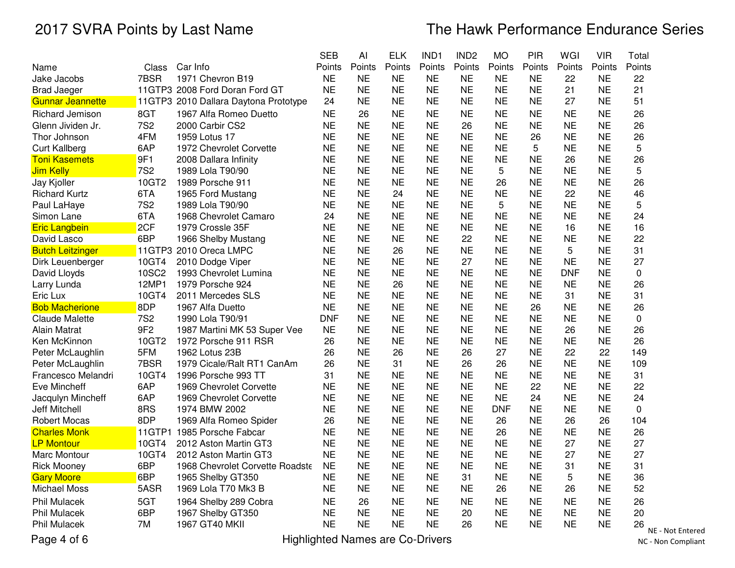# 2017 SVRA Points by Last Name

## The Hawk Performance Endurance Series

| Name | Class | Car Info | SEB Points | AI Points | ELK Points | IND1 Points | IND2 Points | MO Points | PIR Points | WGI Points | VIR Points | Total Points |
|---|---|---|---|---|---|---|---|---|---|---|---|---|
| Jake Jacobs | 7BSR | 1971 Chevron B19 | NE | NE | NE | NE | NE | NE | NE | 22 | NE | 22 |
| Brad Jaeger | 11GTP3 | 2008 Ford Doran Ford GT | NE | NE | NE | NE | NE | NE | NE | 21 | NE | 21 |
| Gunnar Jeannette | 11GTP3 | 2010 Dallara Daytona Prototype | 24 | NE | NE | NE | NE | NE | NE | 27 | NE | 51 |
| Richard Jemison | 8GT | 1967 Alfa Romeo Duetto | NE | 26 | NE | NE | NE | NE | NE | NE | NE | 26 |
| Glenn Jividen Jr. | 7S2 | 2000 Carbir CS2 | NE | NE | NE | NE | 26 | NE | NE | NE | NE | 26 |
| Thor Johnson | 4FM | 1959 Lotus 17 | NE | NE | NE | NE | NE | NE | 26 | NE | NE | 26 |
| Curt Kallberg | 6AP | 1972 Chevrolet Corvette | NE | NE | NE | NE | NE | NE | 5 | NE | NE | 5 |
| Toni Kasemets | 9F1 | 2008 Dallara Infinity | NE | NE | NE | NE | NE | NE | NE | 26 | NE | 26 |
| Jim Kelly | 7S2 | 1989 Lola T90/90 | NE | NE | NE | NE | NE | 5 | NE | NE | NE | 5 |
| Jay Kjoller | 10GT2 | 1989 Porsche 911 | NE | NE | NE | NE | NE | 26 | NE | NE | NE | 26 |
| Richard Kurtz | 6TA | 1965 Ford Mustang | NE | NE | 24 | NE | NE | NE | NE | 22 | NE | 46 |
| Paul LaHaye | 7S2 | 1989 Lola T90/90 | NE | NE | NE | NE | NE | 5 | NE | NE | NE | 5 |
| Simon Lane | 6TA | 1968 Chevrolet Camaro | 24 | NE | NE | NE | NE | NE | NE | NE | NE | 24 |
| Eric Langbein | 2CF | 1979 Crossle 35F | NE | NE | NE | NE | NE | NE | NE | 16 | NE | 16 |
| David Lasco | 6BP | 1966 Shelby Mustang | NE | NE | NE | NE | 22 | NE | NE | NE | NE | 22 |
| Butch Leitzinger | 11GTP3 | 2010 Oreca LMPC | NE | NE | 26 | NE | NE | NE | NE | 5 | NE | 31 |
| Dirk Leuenberger | 10GT4 | 2010 Dodge Viper | NE | NE | NE | NE | 27 | NE | NE | NE | NE | 27 |
| David Lloyds | 10SC2 | 1993 Chevrolet Lumina | NE | NE | NE | NE | NE | NE | NE | DNF | NE | 0 |
| Larry Lunda | 12MP1 | 1979 Porsche 924 | NE | NE | 26 | NE | NE | NE | NE | NE | NE | 26 |
| Eric Lux | 10GT4 | 2011 Mercedes SLS | NE | NE | NE | NE | NE | NE | NE | 31 | NE | 31 |
| Bob Macherione | 8DP | 1967 Alfa Duetto | NE | NE | NE | NE | NE | NE | 26 | NE | NE | 26 |
| Claude Malette | 7S2 | 1990 Lola T90/91 | DNF | NE | NE | NE | NE | NE | NE | NE | NE | 0 |
| Alain Matrat | 9F2 | 1987 Martini MK 53 Super Vee | NE | NE | NE | NE | NE | NE | NE | 26 | NE | 26 |
| Ken McKinnon | 10GT2 | 1972 Porsche 911 RSR | 26 | NE | NE | NE | NE | NE | NE | NE | NE | 26 |
| Peter McLaughlin | 5FM | 1962 Lotus 23B | 26 | NE | 26 | NE | 26 | 27 | NE | 22 | 22 | 149 |
| Peter McLaughlin | 7BSR | 1979 Cicale/Ralt RT1 CanAm | 26 | NE | 31 | NE | 26 | 26 | NE | NE | NE | 109 |
| Francesco Melandri | 10GT4 | 1996 Porsche 993 TT | 31 | NE | NE | NE | NE | NE | NE | NE | NE | 31 |
| Eve Mincheff | 6AP | 1969 Chevrolet Corvette | NE | NE | NE | NE | NE | NE | 22 | NE | NE | 22 |
| Jacqulyn Mincheff | 6AP | 1969 Chevrolet Corvette | NE | NE | NE | NE | NE | NE | 24 | NE | NE | 24 |
| Jeff Mitchell | 8RS | 1974 BMW 2002 | NE | NE | NE | NE | NE | DNF | NE | NE | NE | 0 |
| Robert Mocas | 8DP | 1969 Alfa Romeo Spider | 26 | NE | NE | NE | NE | 26 | NE | 26 | 26 | 104 |
| Charles Monk | 11GTP1 | 1985 Porsche Fabcar | NE | NE | NE | NE | NE | 26 | NE | NE | NE | 26 |
| LP Montour | 10GT4 | 2012 Aston Martin GT3 | NE | NE | NE | NE | NE | NE | NE | 27 | NE | 27 |
| Marc Montour | 10GT4 | 2012 Aston Martin GT3 | NE | NE | NE | NE | NE | NE | NE | 27 | NE | 27 |
| Rick Mooney | 6BP | 1968 Chevrolet Corvette Roadste | NE | NE | NE | NE | NE | NE | NE | 31 | NE | 31 |
| Gary Moore | 6BP | 1965 Shelby GT350 | NE | NE | NE | NE | 31 | NE | NE | 5 | NE | 36 |
| Michael Moss | 5ASR | 1969 Lola T70 Mk3 B | NE | NE | NE | NE | NE | 26 | NE | 26 | NE | 52 |
| Phil Mulacek | 5GT | 1964 Shelby 289 Cobra | NE | 26 | NE | NE | NE | NE | NE | NE | NE | 26 |
| Phil Mulacek | 6BP | 1967 Shelby GT350 | NE | NE | NE | NE | 20 | NE | NE | NE | NE | 20 |
| Phil Mulacek | 7M | 1967 GT40 MKII | NE | NE | NE | NE | 26 | NE | NE | NE | NE | 26 |

Highlighted Names are Co-Drivers

NE - Not Entered
NC - Non Compliant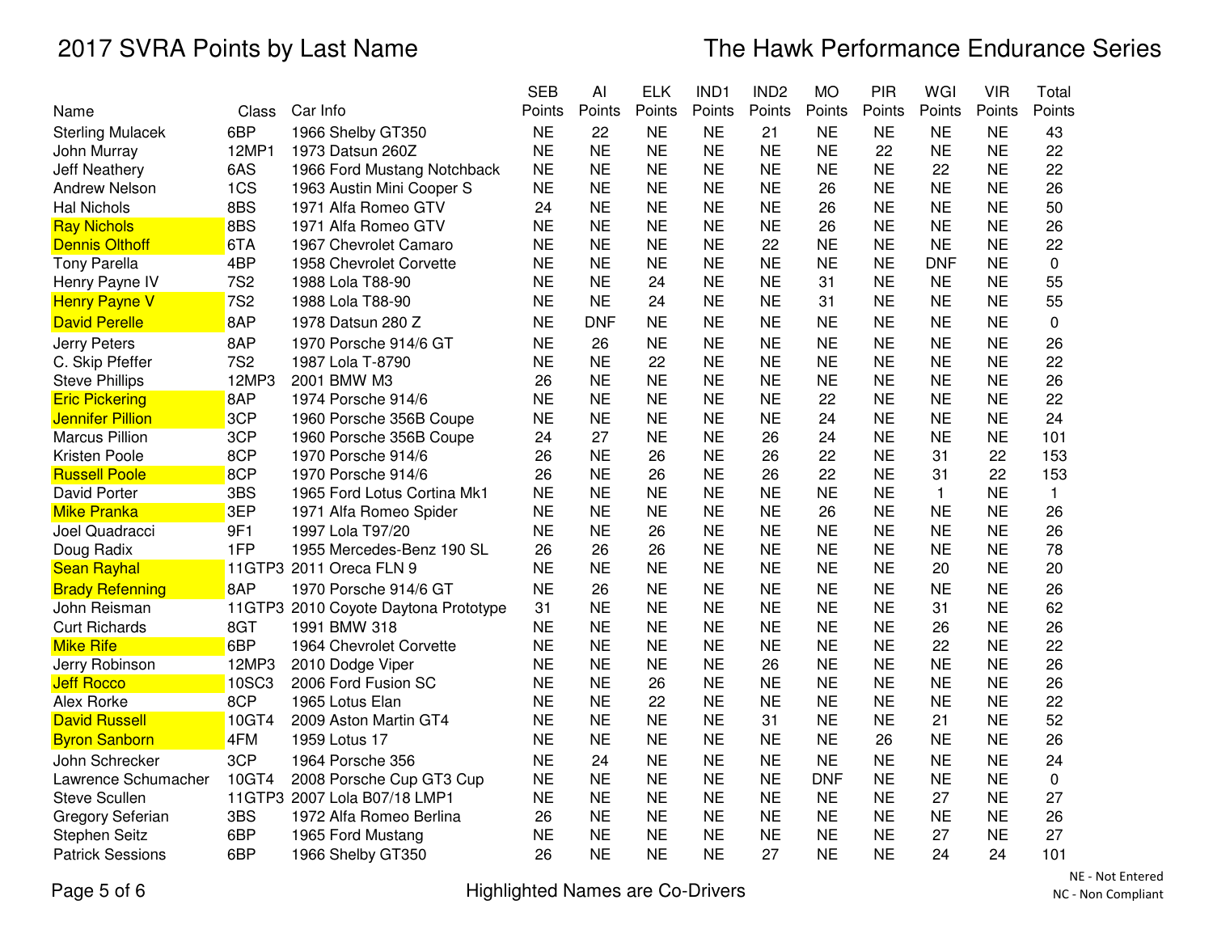# 2017 SVRA Points by Last Name

## The Hawk Performance Endurance Series

| Name | Class | Car Info | SEB Points | AI Points | ELK Points | IND1 Points | IND2 Points | MO Points | PIR Points | WGI Points | VIR Points | Total Points |
|---|---|---|---|---|---|---|---|---|---|---|---|---|
| Sterling Mulacek | 6BP | 1966 Shelby GT350 | NE | 22 | NE | NE | 21 | NE | NE | NE | NE | 43 |
| John Murray | 12MP1 | 1973 Datsun 260Z | NE | NE | NE | NE | NE | NE | 22 | NE | NE | 22 |
| Jeff Neathery | 6AS | 1966 Ford Mustang Notchback | NE | NE | NE | NE | NE | NE | NE | 22 | NE | 22 |
| Andrew Nelson | 1CS | 1963 Austin Mini Cooper S | NE | NE | NE | NE | NE | 26 | NE | NE | NE | 26 |
| Hal Nichols | 8BS | 1971 Alfa Romeo GTV | 24 | NE | NE | NE | NE | 26 | NE | NE | NE | 50 |
| Ray Nichols | 8BS | 1971 Alfa Romeo GTV | NE | NE | NE | NE | NE | 26 | NE | NE | NE | 26 |
| Dennis Olthoff | 6TA | 1967 Chevrolet Camaro | NE | NE | NE | NE | 22 | NE | NE | NE | NE | 22 |
| Tony Parella | 4BP | 1958 Chevrolet Corvette | NE | NE | NE | NE | NE | NE | NE | DNF | NE | 0 |
| Henry Payne IV | 7S2 | 1988 Lola T88-90 | NE | NE | 24 | NE | NE | 31 | NE | NE | NE | 55 |
| Henry Payne V | 7S2 | 1988 Lola T88-90 | NE | NE | 24 | NE | NE | 31 | NE | NE | NE | 55 |
| David Perelle | 8AP | 1978 Datsun 280 Z | NE | DNF | NE | NE | NE | NE | NE | NE | NE | 0 |
| Jerry Peters | 8AP | 1970 Porsche 914/6 GT | NE | 26 | NE | NE | NE | NE | NE | NE | NE | 26 |
| C. Skip Pfeffer | 7S2 | 1987 Lola T-8790 | NE | NE | 22 | NE | NE | NE | NE | NE | NE | 22 |
| Steve Phillips | 12MP3 | 2001 BMW M3 | 26 | NE | NE | NE | NE | NE | NE | NE | NE | 26 |
| Eric Pickering | 8AP | 1974 Porsche 914/6 | NE | NE | NE | NE | NE | 22 | NE | NE | NE | 22 |
| Jennifer Pillion | 3CP | 1960 Porsche 356B Coupe | NE | NE | NE | NE | NE | 24 | NE | NE | NE | 24 |
| Marcus Pillion | 3CP | 1960 Porsche 356B Coupe | 24 | 27 | NE | NE | 26 | 24 | NE | NE | NE | 101 |
| Kristen Poole | 8CP | 1970 Porsche 914/6 | 26 | NE | 26 | NE | 26 | 22 | NE | 31 | 22 | 153 |
| Russell Poole | 8CP | 1970 Porsche 914/6 | 26 | NE | 26 | NE | 26 | 22 | NE | 31 | 22 | 153 |
| David Porter | 3BS | 1965 Ford Lotus Cortina Mk1 | NE | NE | NE | NE | NE | NE | NE | 1 | NE | 1 |
| Mike Pranka | 3EP | 1971 Alfa Romeo Spider | NE | NE | NE | NE | NE | 26 | NE | NE | NE | 26 |
| Joel Quadracci | 9F1 | 1997 Lola T97/20 | NE | NE | 26 | NE | NE | NE | NE | NE | NE | 26 |
| Doug Radix | 1FP | 1955 Mercedes-Benz 190 SL | 26 | 26 | 26 | NE | NE | NE | NE | NE | NE | 78 |
| Sean Rayhal | 11GTP3 | 2011 Oreca FLN 9 | NE | NE | NE | NE | NE | NE | NE | 20 | NE | 20 |
| Brady Refenning | 8AP | 1970 Porsche 914/6 GT | NE | 26 | NE | NE | NE | NE | NE | NE | NE | 26 |
| John Reisman | 11GTP3 | 2010 Coyote Daytona Prototype | 31 | NE | NE | NE | NE | NE | NE | 31 | NE | 62 |
| Curt Richards | 8GT | 1991 BMW 318 | NE | NE | NE | NE | NE | NE | NE | 26 | NE | 26 |
| Mike Rife | 6BP | 1964 Chevrolet Corvette | NE | NE | NE | NE | NE | NE | NE | 22 | NE | 22 |
| Jerry Robinson | 12MP3 | 2010 Dodge Viper | NE | NE | NE | NE | 26 | NE | NE | NE | NE | 26 |
| Jeff Rocco | 10SC3 | 2006 Ford Fusion SC | NE | NE | 26 | NE | NE | NE | NE | NE | NE | 26 |
| Alex Rorke | 8CP | 1965 Lotus Elan | NE | NE | 22 | NE | NE | NE | NE | NE | NE | 22 |
| David Russell | 10GT4 | 2009 Aston Martin GT4 | NE | NE | NE | NE | 31 | NE | NE | 21 | NE | 52 |
| Byron Sanborn | 4FM | 1959 Lotus 17 | NE | NE | NE | NE | NE | NE | 26 | NE | NE | 26 |
| John Schrecker | 3CP | 1964 Porsche 356 | NE | 24 | NE | NE | NE | NE | NE | NE | NE | 24 |
| Lawrence Schumacher | 10GT4 | 2008 Porsche Cup GT3 Cup | NE | NE | NE | NE | NE | DNF | NE | NE | NE | 0 |
| Steve Scullen | 11GTP3 | 2007 Lola B07/18 LMP1 | NE | NE | NE | NE | NE | NE | NE | 27 | NE | 27 |
| Gregory Seferian | 3BS | 1972 Alfa Romeo Berlina | 26 | NE | NE | NE | NE | NE | NE | NE | NE | 26 |
| Stephen Seitz | 6BP | 1965 Ford Mustang | NE | NE | NE | NE | NE | NE | NE | 27 | NE | 27 |
| Patrick Sessions | 6BP | 1966 Shelby GT350 | 26 | NE | NE | NE | 27 | NE | NE | 24 | 24 | 101 |

Highlighted Names are Co-Drivers

NE - Not Entered
NC - Non Compliant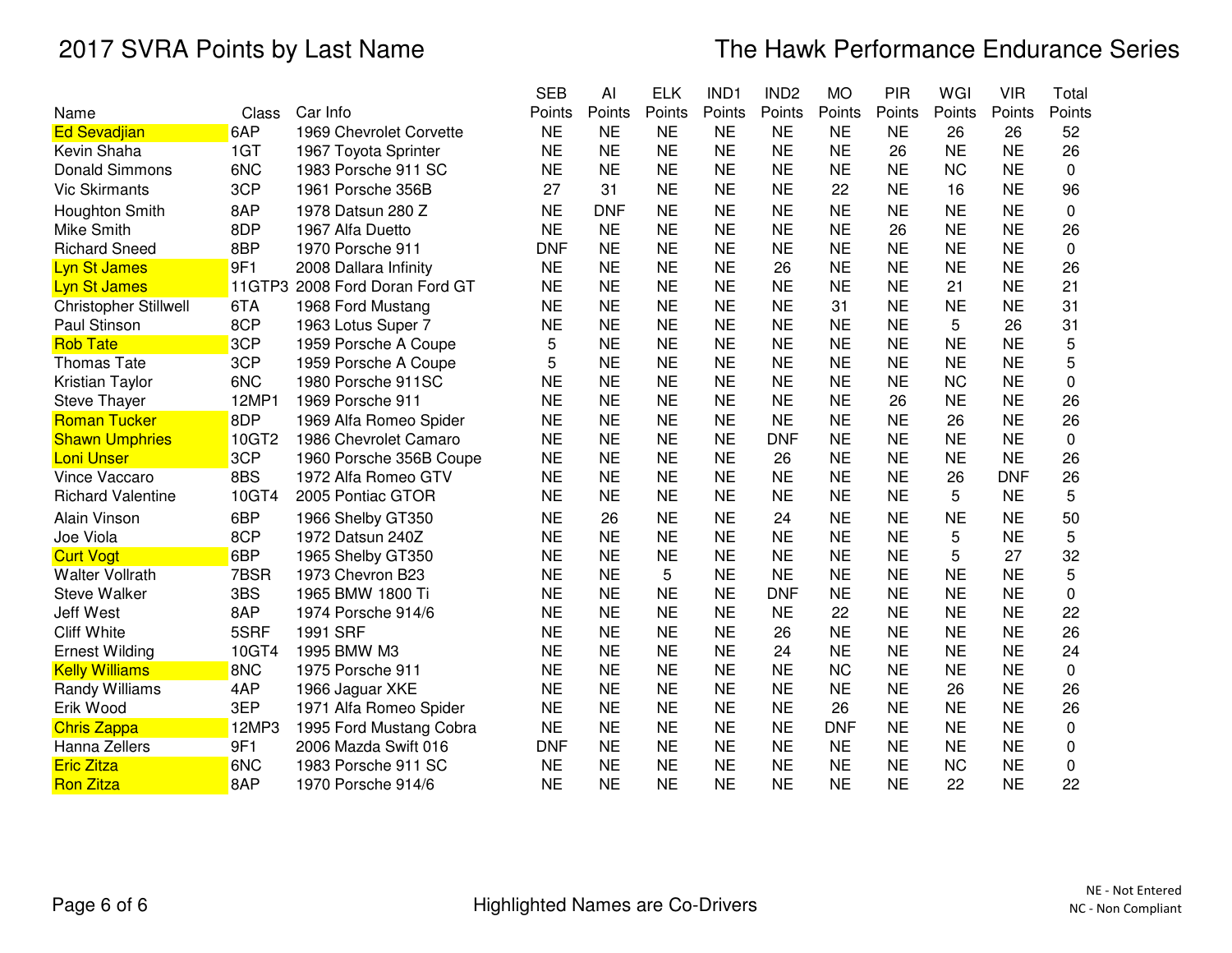# 2017 SVRA Points by Last Name

## The Hawk Performance Endurance Series

| Name | Class | Car Info | SEB Points | AI Points | ELK Points | IND1 Points | IND2 Points | MO Points | PIR Points | WGI Points | VIR Points | Total Points |
|---|---|---|---|---|---|---|---|---|---|---|---|---|
| Ed Sevadjian | 6AP | 1969 Chevrolet Corvette | NE | NE | NE | NE | NE | NE | NE | 26 | 26 | 52 |
| Kevin Shaha | 1GT | 1967 Toyota Sprinter | NE | NE | NE | NE | NE | NE | 26 | NE | NE | 26 |
| Donald Simmons | 6NC | 1983 Porsche 911 SC | NE | NE | NE | NE | NE | NE | NE | NC | NE | 0 |
| Vic Skirmants | 3CP | 1961 Porsche 356B | 27 | 31 | NE | NE | NE | 22 | NE | 16 | NE | 96 |
| Houghton Smith | 8AP | 1978 Datsun 280 Z | NE | DNF | NE | NE | NE | NE | NE | NE | NE | 0 |
| Mike Smith | 8DP | 1967 Alfa Duetto | NE | NE | NE | NE | NE | NE | 26 | NE | NE | 26 |
| Richard Sneed | 8BP | 1970 Porsche 911 | DNF | NE | NE | NE | NE | NE | NE | NE | NE | 0 |
| Lyn St James | 9F1 | 2008 Dallara Infinity | NE | NE | NE | NE | 26 | NE | NE | NE | NE | 26 |
| Lyn St James | 11GTP3 | 2008 Ford Doran Ford GT | NE | NE | NE | NE | NE | NE | NE | 21 | NE | 21 |
| Christopher Stillwell | 6TA | 1968 Ford Mustang | NE | NE | NE | NE | NE | 31 | NE | NE | NE | 31 |
| Paul Stinson | 8CP | 1963 Lotus Super 7 | NE | NE | NE | NE | NE | NE | NE | 5 | 26 | 31 |
| Rob Tate | 3CP | 1959 Porsche A Coupe | 5 | NE | NE | NE | NE | NE | NE | NE | NE | 5 |
| Thomas Tate | 3CP | 1959 Porsche A Coupe | 5 | NE | NE | NE | NE | NE | NE | NE | NE | 5 |
| Kristian Taylor | 6NC | 1980 Porsche 911SC | NE | NE | NE | NE | NE | NE | NE | NC | NE | 0 |
| Steve Thayer | 12MP1 | 1969 Porsche 911 | NE | NE | NE | NE | NE | NE | 26 | NE | NE | 26 |
| Roman Tucker | 8DP | 1969 Alfa Romeo Spider | NE | NE | NE | NE | NE | NE | NE | 26 | NE | 26 |
| Shawn Umphries | 10GT2 | 1986 Chevrolet Camaro | NE | NE | NE | NE | DNF | NE | NE | NE | NE | 0 |
| Loni Unser | 3CP | 1960 Porsche 356B Coupe | NE | NE | NE | NE | 26 | NE | NE | NE | NE | 26 |
| Vince Vaccaro | 8BS | 1972 Alfa Romeo GTV | NE | NE | NE | NE | NE | NE | NE | 26 | DNF | 26 |
| Richard Valentine | 10GT4 | 2005 Pontiac GTOR | NE | NE | NE | NE | NE | NE | NE | 5 | NE | 5 |
| Alain Vinson | 6BP | 1966 Shelby GT350 | NE | 26 | NE | NE | 24 | NE | NE | NE | NE | 50 |
| Joe Viola | 8CP | 1972 Datsun 240Z | NE | NE | NE | NE | NE | NE | NE | 5 | NE | 5 |
| Curt Vogt | 6BP | 1965 Shelby GT350 | NE | NE | NE | NE | NE | NE | NE | 5 | 27 | 32 |
| Walter Vollrath | 7BSR | 1973 Chevron B23 | NE | NE | 5 | NE | NE | NE | NE | NE | NE | 5 |
| Steve Walker | 3BS | 1965 BMW 1800 Ti | NE | NE | NE | NE | DNF | NE | NE | NE | NE | 0 |
| Jeff West | 8AP | 1974 Porsche 914/6 | NE | NE | NE | NE | NE | 22 | NE | NE | NE | 22 |
| Cliff White | 5SRF | 1991 SRF | NE | NE | NE | NE | 26 | NE | NE | NE | NE | 26 |
| Ernest Wilding | 10GT4 | 1995 BMW M3 | NE | NE | NE | NE | 24 | NE | NE | NE | NE | 24 |
| Kelly Williams | 8NC | 1975 Porsche 911 | NE | NE | NE | NE | NE | NC | NE | NE | NE | 0 |
| Randy Williams | 4AP | 1966 Jaguar XKE | NE | NE | NE | NE | NE | NE | NE | 26 | NE | 26 |
| Erik Wood | 3EP | 1971 Alfa Romeo Spider | NE | NE | NE | NE | NE | 26 | NE | NE | NE | 26 |
| Chris Zappa | 12MP3 | 1995 Ford Mustang Cobra | NE | NE | NE | NE | NE | DNF | NE | NE | NE | 0 |
| Hanna Zellers | 9F1 | 2006 Mazda Swift 016 | DNF | NE | NE | NE | NE | NE | NE | NE | NE | 0 |
| Eric Zitza | 6NC | 1983 Porsche 911 SC | NE | NE | NE | NE | NE | NE | NE | NC | NE | 0 |
| Ron Zitza | 8AP | 1970 Porsche 914/6 | NE | NE | NE | NE | NE | NE | NE | 22 | NE | 22 |

Highlighted Names are Co-Drivers

NE - Not Entered
NC - Non Compliant